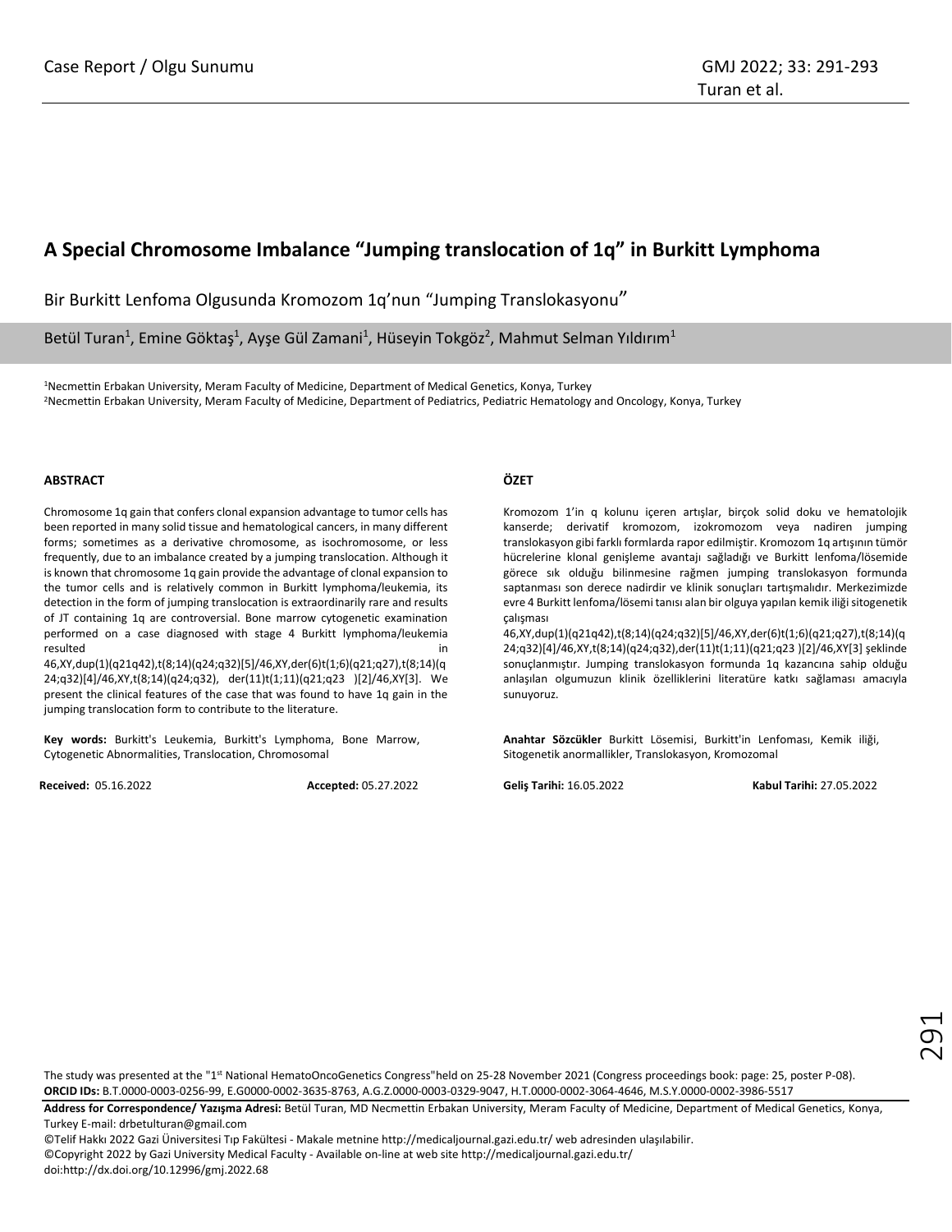Case Report / Olgu Sunumu

# A Special Chromosome Imbalance "Jumping translocation of 1q" in Burkitt Lymphoma

Bir Burkitt Lenfoma Olgusunda Kromozom 1q'nun "Jumping Translokasyonu"

Betül Turan[1], Emine Göktaş[1], Ayşe Gül Zamani[1], Hüseyin Tokgöz[2], Mahmut Selman Yıldırım[1]

[1]Necmettin Erbakan University, Meram Faculty of Medicine, Department of Medical Genetics, Konya, Turkey
[2]Necmettin Erbakan University, Meram Faculty of Medicine, Department of Pediatrics, Pediatric Hematology and Oncology, Konya, Turkey

## ABSTRACT

Chromosome 1q gain that confers clonal expansion advantage to tumor cells has been reported in many solid tissue and hematological cancers, in many different forms; sometimes as a derivative chromosome, as isochromosome, or less frequently, due to an imbalance created by a jumping translocation. Although it is known that chromosome 1q gain provide the advantage of clonal expansion to the tumor cells and is relatively common in Burkitt lymphoma/leukemia, its detection in the form of jumping translocation is extraordinarily rare and results of JT containing 1q are controversial. Bone marrow cytogenetic examination performed on a case diagnosed with stage 4 Burkitt lymphoma/leukemia resulted in 46,XY,dup(1)(q21q42),t(8;14)(q24;q32)[5]/46,XY,der(6)t(1;6)(q21;q27),t(8;14)(q24;q32)[4]/46,XY,t(8;14)(q24;q32), der(11)t(1;11)(q21;q23 )[2]/46,XY[3]. We present the clinical features of the case that was found to have 1q gain in the jumping translocation form to contribute to the literature.

**Key words:** Burkitt's Leukemia, Burkitt's Lymphoma, Bone Marrow, Cytogenetic Abnormalities, Translocation, Chromosomal

**Received:** 05.16.2022 **Accepted:** 05.27.2022

## ÖZET

Kromozom 1'in q kolunu içeren artışlar, birçok solid doku ve hematolojik kanserde; derivatif kromozom, izokromozom veya nadiren jumping translokasyon gibi farklı formlarda rapor edilmiştir. Kromozom 1q artışının tümör hücrelerine klonal genişleme avantajı sağladığı ve Burkitt lenfoma/lösemide görece sık olduğu bilinmesine rağmen jumping translokasyon formunda saptanması son derece nadirdir ve klinik sonuçları tartışmalıdır. Merkezimizde evre 4 Burkitt lenfoma/lösemi tanısı alan bir olguya yapılan kemik iliği sitogenetik çalışması 46,XY,dup(1)(q21q42),t(8;14)(q24;q32)[5]/46,XY,der(6)t(1;6)(q21;q27),t(8;14)(q24;q32)[4]/46,XY,t(8;14)(q24;q32),der(11)t(1;11)(q21;q23 )[2]/46,XY[3] şeklinde sonuçlanmıştır. Jumping translokasyon formunda 1q kazancına sahip olduğu anlaşılan olgumuzun klinik özelliklerini literatüre katkı sağlaması amacıyla sunuyoruz.

**Anahtar Sözcükler** Burkitt Lösemisi, Burkitt'in Lenfoması, Kemik iliği, Sitogenetik anormallikler, Translokasyon, Kromozomal

**Geliş Tarihi:** 16.05.2022 **Kabul Tarihi:** 27.05.2022

The study was presented at the "1st National HematoOncoGenetics Congress"held on 25-28 November 2021 (Congress proceedings book: page: 25, poster P-08).
**ORCID IDs:** B.T.0000-0003-0256-99, E.G0000-0002-3635-8763, A.G.Z.0000-0003-0329-9047, H.T.0000-0002-3064-4646, M.S.Y.0000-0002-3986-5517

**Address for Correspondence/ Yazışma Adresi:** Betül Turan, MD Necmettin Erbakan University, Meram Faculty of Medicine, Department of Medical Genetics, Konya, Turkey E-mail: drbetulturan@gmail.com
©Telif Hakkı 2022 Gazi Üniversitesi Tıp Fakültesi - Makale metnine http://medicaljournal.gazi.edu.tr/ web adresinden ulaşılabilir.
©Copyright 2022 by Gazi University Medical Faculty - Available on-line at web site http://medicaljournal.gazi.edu.tr/
doi:http://dx.doi.org/10.12996/gmj.2022.68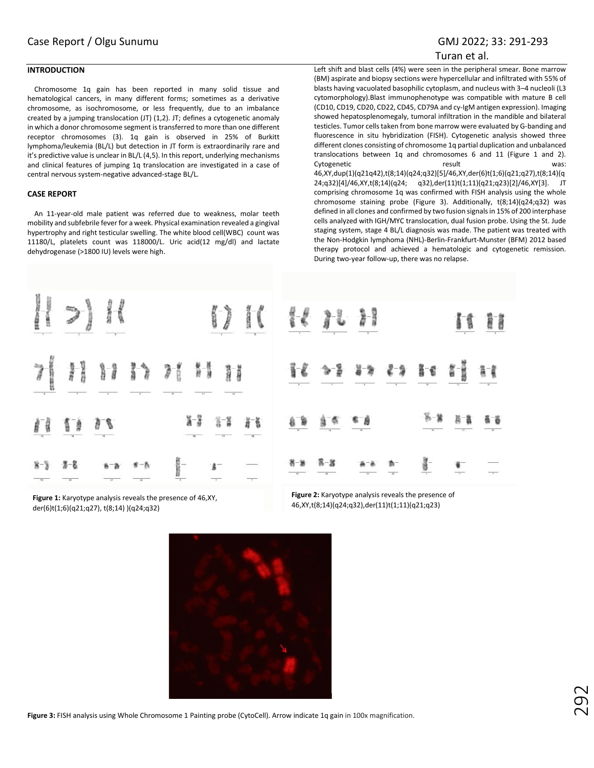## INTRODUCTION

Chromosome 1q gain has been reported in many solid tissue and hematological cancers, in many different forms; sometimes as a derivative chromosome, as isochromosome, or less frequently, due to an imbalance created by a jumping translocation (JT) (1,2). JT; defines a cytogenetic anomaly in which a donor chromosome segment is transferred to more than one different receptor chromosomes (3). 1q gain is observed in 25% of Burkitt lymphoma/leukemia (BL/L) but detection in JT form is extraordinarily rare and it's predictive value is unclear in BL/L (4,5). In this report, underlying mechanisms and clinical features of jumping 1q translocation are investigated in a case of central nervous system-negative advanced-stage BL/L.

## CASE REPORT

An 11-year-old male patient was referred due to weakness, molar teeth mobility and subfebrile fever for a week. Physical examination revealed a gingival hypertrophy and right testicular swelling. The white blood cell(WBC) count was 11180/L, platelets count was 118000/L. Uric acid(12 mg/dl) and lactate dehydrogenase (>1800 IU) levels were high.

Left shift and blast cells (4%) were seen in the peripheral smear. Bone marrow (BM) aspirate and biopsy sections were hypercellular and infiltrated with 55% of blasts having vacuolated basophilic cytoplasm, and nucleus with 3–4 nucleoli (L3 cytomorphology).Blast immunophenotype was compatible with mature B cell (CD10, CD19, CD20, CD22, CD45, CD79A and cy-IgM antigen expression). Imaging showed hepatosplenomegaly, tumoral infiltration in the mandible and bilateral testicles. Tumor cells taken from bone marrow were evaluated by G-banding and fluorescence in situ hybridization (FISH). Cytogenetic analysis showed three different clones consisting of chromosome 1q partial duplication and unbalanced translocations between 1q and chromosomes 6 and 11 (Figure 1 and 2). Cytogenetic result was: 46,XY,dup(1)(q21q42),t(8;14)(q24;q32)[5]/46,XY,der(6)t(1;6)(q21;q27),t(8;14)(q24;q32)[4]/46,XY,t(8;14)(q24; q32),der(11)t(1;11)(q21;q23)[2]/46,XY[3]. JT comprising chromosome 1q was confirmed with FISH analysis using the whole chromosome staining probe (Figure 3). Additionally, t(8;14)(q24;q32) was defined in all clones and confirmed by two fusion signals in 15% of 200 interphase cells analyzed with IGH/MYC translocation, dual fusion probe. Using the St. Jude staging system, stage 4 BL/L diagnosis was made. The patient was treated with the Non-Hodgkin lymphoma (NHL)-Berlin-Frankfurt-Munster (BFM) 2012 based therapy protocol and achieved a hematologic and cytogenetic remission. During two-year follow-up, there was no relapse.

**Figure 1:** Karyotype analysis reveals the presence of 46,XY, der(6)t(1;6)(q21;q27), t(8;14) )(q24;q32)

**Figure 2:** Karyotype analysis reveals the presence of 46,XY,t(8;14)(q24;q32),der(11)t(1;11)(q21;q23)

**Figure 3:** FISH analysis using Whole Chromosome 1 Painting probe (CytoCell). Arrow indicate 1q gain in 100x magnification.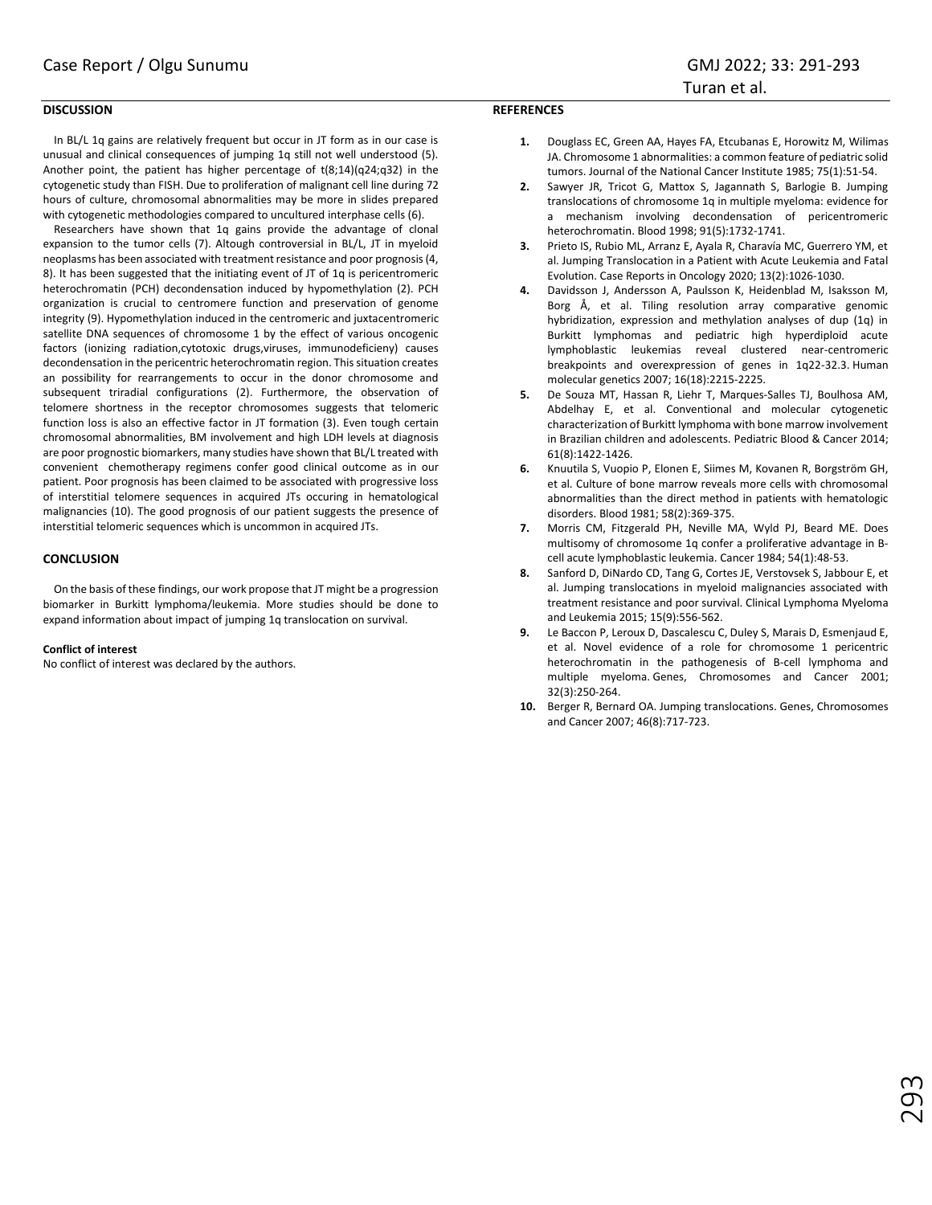## DISCUSSION

In BL/L 1q gains are relatively frequent but occur in JT form as in our case is unusual and clinical consequences of jumping 1q still not well understood (5). Another point, the patient has higher percentage of t(8;14)(q24;q32) in the cytogenetic study than FISH. Due to proliferation of malignant cell line during 72 hours of culture, chromosomal abnormalities may be more in slides prepared with cytogenetic methodologies compared to uncultured interphase cells (6).

Researchers have shown that 1q gains provide the advantage of clonal expansion to the tumor cells (7). Altough controversial in BL/L, JT in myeloid neoplasms has been associated with treatment resistance and poor prognosis (4, 8). It has been suggested that the initiating event of JT of 1q is pericentromeric heterochromatin (PCH) decondensation induced by hypomethylation (2). PCH organization is crucial to centromere function and preservation of genome integrity (9). Hypomethylation induced in the centromeric and juxtacentromeric satellite DNA sequences of chromosome 1 by the effect of various oncogenic factors (ionizing radiation,cytotoxic drugs,viruses, immunodeficieny) causes decondensation in the pericentric heterochromatin region. This situation creates an possibility for rearrangements to occur in the donor chromosome and subsequent triradial configurations (2). Furthermore, the observation of telomere shortness in the receptor chromosomes suggests that telomeric function loss is also an effective factor in JT formation (3). Even tough certain chromosomal abnormalities, BM involvement and high LDH levels at diagnosis are poor prognostic biomarkers, many studies have shown that BL/L treated with convenient chemotherapy regimens confer good clinical outcome as in our patient. Poor prognosis has been claimed to be associated with progressive loss of interstitial telomere sequences in acquired JTs occuring in hematological malignancies (10). The good prognosis of our patient suggests the presence of interstitial telomeric sequences which is uncommon in acquired JTs.

## CONCLUSION

On the basis of these findings, our work propose that JT might be a progression biomarker in Burkitt lymphoma/leukemia. More studies should be done to expand information about impact of jumping 1q translocation on survival.

**Conflict of interest**

No conflict of interest was declared by the authors.

## REFERENCES

1. Douglass EC, Green AA, Hayes FA, Etcubanas E, Horowitz M, Wilimas JA. Chromosome 1 abnormalities: a common feature of pediatric solid tumors. Journal of the National Cancer Institute 1985; 75(1):51-54.
2. Sawyer JR, Tricot G, Mattox S, Jagannath S, Barlogie B. Jumping translocations of chromosome 1q in multiple myeloma: evidence for a mechanism involving decondensation of pericentromeric heterochromatin. Blood 1998; 91(5):1732-1741.
3. Prieto IS, Rubio ML, Arranz E, Ayala R, Charavía MC, Guerrero YM, et al. Jumping Translocation in a Patient with Acute Leukemia and Fatal Evolution. Case Reports in Oncology 2020; 13(2):1026-1030.
4. Davidsson J, Andersson A, Paulsson K, Heidenblad M, Isaksson M, Borg Å, et al. Tiling resolution array comparative genomic hybridization, expression and methylation analyses of dup (1q) in Burkitt lymphomas and pediatric high hyperdiploid acute lymphoblastic leukemias reveal clustered near-centromeric breakpoints and overexpression of genes in 1q22-32.3. Human molecular genetics 2007; 16(18):2215-2225.
5. De Souza MT, Hassan R, Liehr T, Marques-Salles TJ, Boulhosa AM, Abdelhay E, et al. Conventional and molecular cytogenetic characterization of Burkitt lymphoma with bone marrow involvement in Brazilian children and adolescents. Pediatric Blood & Cancer 2014; 61(8):1422-1426.
6. Knuutila S, Vuopio P, Elonen E, Siimes M, Kovanen R, Borgström GH, et al. Culture of bone marrow reveals more cells with chromosomal abnormalities than the direct method in patients with hematologic disorders. Blood 1981; 58(2):369-375.
7. Morris CM, Fitzgerald PH, Neville MA, Wyld PJ, Beard ME. Does multisomy of chromosome 1q confer a proliferative advantage in B-cell acute lymphoblastic leukemia. Cancer 1984; 54(1):48-53.
8. Sanford D, DiNardo CD, Tang G, Cortes JE, Verstovsek S, Jabbour E, et al. Jumping translocations in myeloid malignancies associated with treatment resistance and poor survival. Clinical Lymphoma Myeloma and Leukemia 2015; 15(9):556-562.
9. Le Baccon P, Leroux D, Dascalescu C, Duley S, Marais D, Esmenjaud E, et al. Novel evidence of a role for chromosome 1 pericentric heterochromatin in the pathogenesis of B-cell lymphoma and multiple myeloma. Genes, Chromosomes and Cancer 2001; 32(3):250-264.
10. Berger R, Bernard OA. Jumping translocations. Genes, Chromosomes and Cancer 2007; 46(8):717-723.